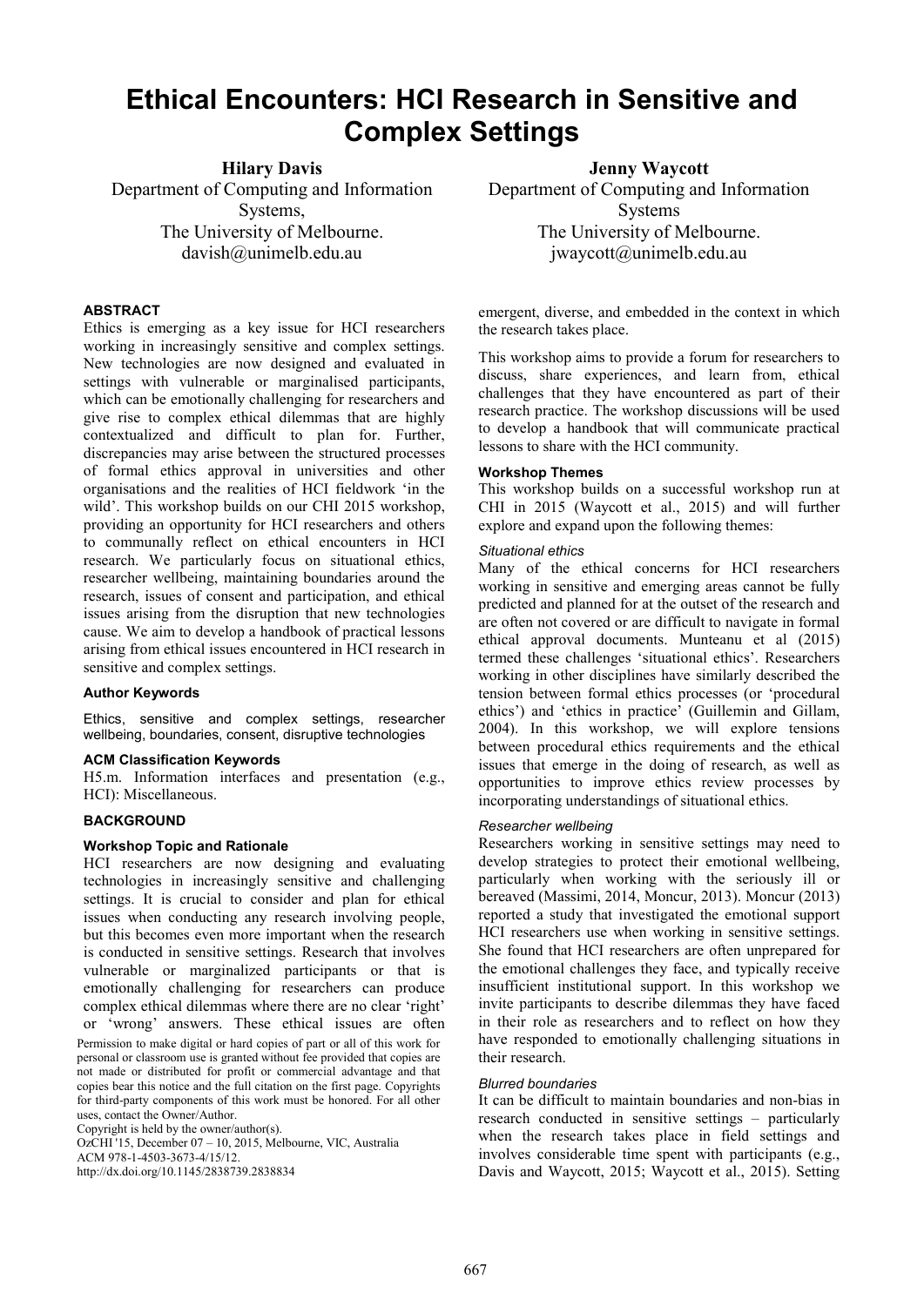# Ethical Encounters: HCI Research in Sensitive and Complex Settings

**Hilary Davis**
Department of Computing and Information Systems,
The University of Melbourne.
davish@unimelb.edu.au

**Jenny Waycott**
Department of Computing and Information Systems
The University of Melbourne.
jwaycott@unimelb.edu.au

### ABSTRACT

Ethics is emerging as a key issue for HCI researchers working in increasingly sensitive and complex settings. New technologies are now designed and evaluated in settings with vulnerable or marginalised participants, which can be emotionally challenging for researchers and give rise to complex ethical dilemmas that are highly contextualized and difficult to plan for. Further, discrepancies may arise between the structured processes of formal ethics approval in universities and other organisations and the realities of HCI fieldwork 'in the wild'. This workshop builds on our CHI 2015 workshop, providing an opportunity for HCI researchers and others to communally reflect on ethical encounters in HCI research. We particularly focus on situational ethics, researcher wellbeing, maintaining boundaries around the research, issues of consent and participation, and ethical issues arising from the disruption that new technologies cause. We aim to develop a handbook of practical lessons arising from ethical issues encountered in HCI research in sensitive and complex settings.

### Author Keywords

Ethics, sensitive and complex settings, researcher wellbeing, boundaries, consent, disruptive technologies

### ACM Classification Keywords

H5.m. Information interfaces and presentation (e.g., HCI): Miscellaneous.

### BACKGROUND

### Workshop Topic and Rationale

HCI researchers are now designing and evaluating technologies in increasingly sensitive and challenging settings. It is crucial to consider and plan for ethical issues when conducting any research involving people, but this becomes even more important when the research is conducted in sensitive settings. Research that involves vulnerable or marginalized participants or that is emotionally challenging for researchers can produce complex ethical dilemmas where there are no clear 'right' or 'wrong' answers. These ethical issues are often emergent, diverse, and embedded in the context in which the research takes place.

Permission to make digital or hard copies of part or all of this work for personal or classroom use is granted without fee provided that copies are not made or distributed for profit or commercial advantage and that copies bear this notice and the full citation on the first page. Copyrights for third-party components of this work must be honored. For all other uses, contact the Owner/Author.
Copyright is held by the owner/author(s).
OzCHI '15, December 07 – 10, 2015, Melbourne, VIC, Australia
ACM 978-1-4503-3673-4/15/12.
http://dx.doi.org/10.1145/2838739.2838834

This workshop aims to provide a forum for researchers to discuss, share experiences, and learn from, ethical challenges that they have encountered as part of their research practice. The workshop discussions will be used to develop a handbook that will communicate practical lessons to share with the HCI community.

### Workshop Themes

This workshop builds on a successful workshop run at CHI in 2015 (Waycott et al., 2015) and will further explore and expand upon the following themes:

#### *Situational ethics*

Many of the ethical concerns for HCI researchers working in sensitive and emerging areas cannot be fully predicted and planned for at the outset of the research and are often not covered or are difficult to navigate in formal ethical approval documents. Munteanu et al (2015) termed these challenges 'situational ethics'. Researchers working in other disciplines have similarly described the tension between formal ethics processes (or 'procedural ethics') and 'ethics in practice' (Guillemin and Gillam, 2004). In this workshop, we will explore tensions between procedural ethics requirements and the ethical issues that emerge in the doing of research, as well as opportunities to improve ethics review processes by incorporating understandings of situational ethics.

#### *Researcher wellbeing*

Researchers working in sensitive settings may need to develop strategies to protect their emotional wellbeing, particularly when working with the seriously ill or bereaved (Massimi, 2014, Moncur, 2013). Moncur (2013) reported a study that investigated the emotional support HCI researchers use when working in sensitive settings. She found that HCI researchers are often unprepared for the emotional challenges they face, and typically receive insufficient institutional support. In this workshop we invite participants to describe dilemmas they have faced in their role as researchers and to reflect on how they have responded to emotionally challenging situations in their research.

#### *Blurred boundaries*

It can be difficult to maintain boundaries and non-bias in research conducted in sensitive settings – particularly when the research takes place in field settings and involves considerable time spent with participants (e.g., Davis and Waycott, 2015; Waycott et al., 2015). Setting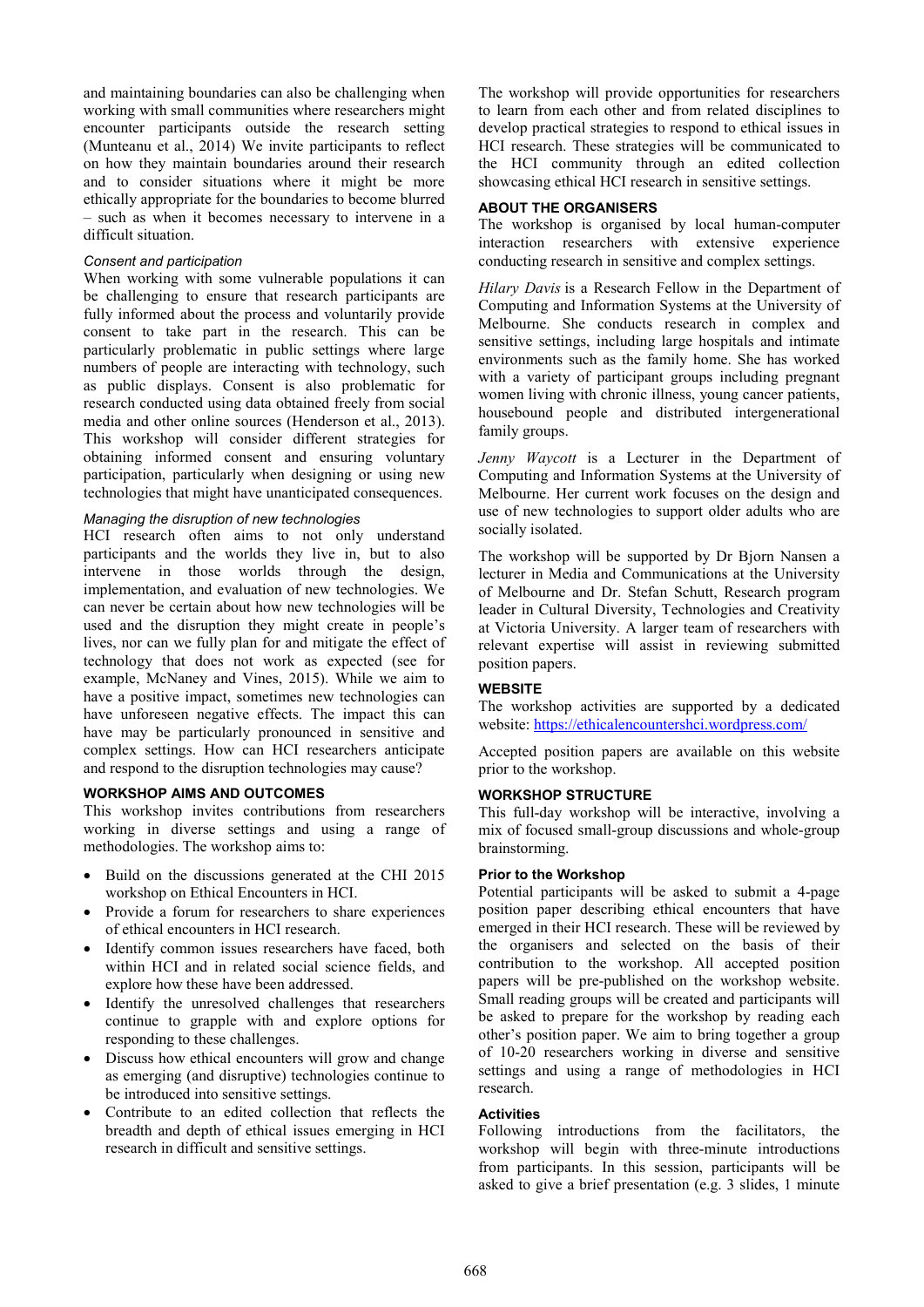and maintaining boundaries can also be challenging when working with small communities where researchers might encounter participants outside the research setting (Munteanu et al., 2014) We invite participants to reflect on how they maintain boundaries around their research and to consider situations where it might be more ethically appropriate for the boundaries to become blurred – such as when it becomes necessary to intervene in a difficult situation.

### *Consent and participation*

When working with some vulnerable populations it can be challenging to ensure that research participants are fully informed about the process and voluntarily provide consent to take part in the research. This can be particularly problematic in public settings where large numbers of people are interacting with technology, such as public displays. Consent is also problematic for research conducted using data obtained freely from social media and other online sources (Henderson et al., 2013). This workshop will consider different strategies for obtaining informed consent and ensuring voluntary participation, particularly when designing or using new technologies that might have unanticipated consequences.

### *Managing the disruption of new technologies*

HCI research often aims to not only understand participants and the worlds they live in, but to also intervene in those worlds through the design, implementation, and evaluation of new technologies. We can never be certain about how new technologies will be used and the disruption they might create in people's lives, nor can we fully plan for and mitigate the effect of technology that does not work as expected (see for example, McNaney and Vines, 2015). While we aim to have a positive impact, sometimes new technologies can have unforeseen negative effects. The impact this can have may be particularly pronounced in sensitive and complex settings. How can HCI researchers anticipate and respond to the disruption technologies may cause?

## WORKSHOP AIMS AND OUTCOMES

This workshop invites contributions from researchers working in diverse settings and using a range of methodologies. The workshop aims to:

- Build on the discussions generated at the CHI 2015 workshop on Ethical Encounters in HCI.
- Provide a forum for researchers to share experiences of ethical encounters in HCI research.
- Identify common issues researchers have faced, both within HCI and in related social science fields, and explore how these have been addressed.
- Identify the unresolved challenges that researchers continue to grapple with and explore options for responding to these challenges.
- Discuss how ethical encounters will grow and change as emerging (and disruptive) technologies continue to be introduced into sensitive settings.
- Contribute to an edited collection that reflects the breadth and depth of ethical issues emerging in HCI research in difficult and sensitive settings.

The workshop will provide opportunities for researchers to learn from each other and from related disciplines to develop practical strategies to respond to ethical issues in HCI research. These strategies will be communicated to the HCI community through an edited collection showcasing ethical HCI research in sensitive settings.

## ABOUT THE ORGANISERS

The workshop is organised by local human-computer interaction researchers with extensive experience conducting research in sensitive and complex settings.

*Hilary Davis* is a Research Fellow in the Department of Computing and Information Systems at the University of Melbourne. She conducts research in complex and sensitive settings, including large hospitals and intimate environments such as the family home. She has worked with a variety of participant groups including pregnant women living with chronic illness, young cancer patients, housebound people and distributed intergenerational family groups.

*Jenny Waycott* is a Lecturer in the Department of Computing and Information Systems at the University of Melbourne. Her current work focuses on the design and use of new technologies to support older adults who are socially isolated.

The workshop will be supported by Dr Bjorn Nansen a lecturer in Media and Communications at the University of Melbourne and Dr. Stefan Schutt, Research program leader in Cultural Diversity, Technologies and Creativity at Victoria University. A larger team of researchers with relevant expertise will assist in reviewing submitted position papers.

## WEBSITE

The workshop activities are supported by a dedicated website: https://ethicalencountershci.wordpress.com/

Accepted position papers are available on this website prior to the workshop.

## WORKSHOP STRUCTURE

This full-day workshop will be interactive, involving a mix of focused small-group discussions and whole-group brainstorming.

### Prior to the Workshop

Potential participants will be asked to submit a 4-page position paper describing ethical encounters that have emerged in their HCI research. These will be reviewed by the organisers and selected on the basis of their contribution to the workshop. All accepted position papers will be pre-published on the workshop website. Small reading groups will be created and participants will be asked to prepare for the workshop by reading each other's position paper. We aim to bring together a group of 10-20 researchers working in diverse and sensitive settings and using a range of methodologies in HCI research.

### Activities

Following introductions from the facilitators, the workshop will begin with three-minute introductions from participants. In this session, participants will be asked to give a brief presentation (e.g. 3 slides, 1 minute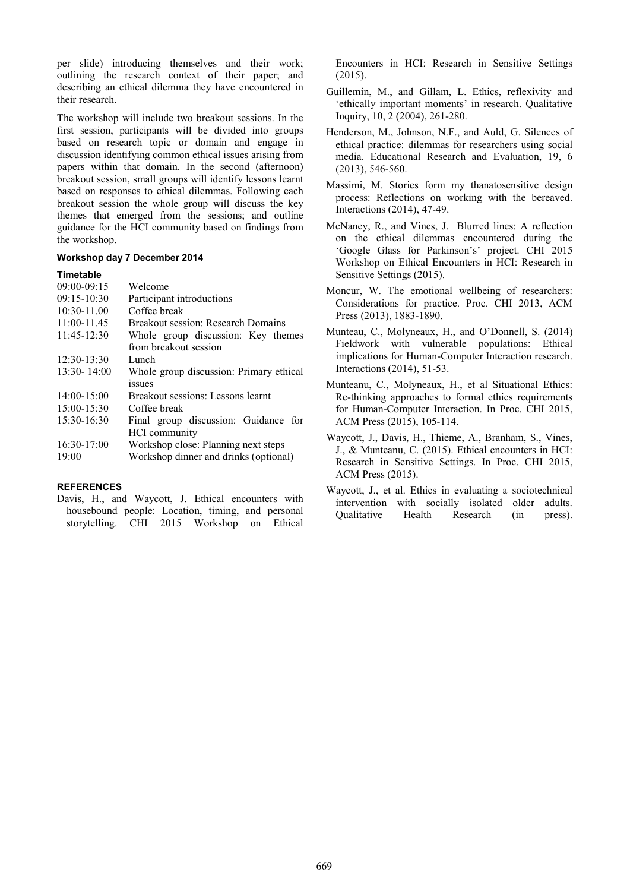per slide) introducing themselves and their work; outlining the research context of their paper; and describing an ethical dilemma they have encountered in their research.

The workshop will include two breakout sessions. In the first session, participants will be divided into groups based on research topic or domain and engage in discussion identifying common ethical issues arising from papers within that domain. In the second (afternoon) breakout session, small groups will identify lessons learnt based on responses to ethical dilemmas. Following each breakout session the whole group will discuss the key themes that emerged from the sessions; and outline guidance for the HCI community based on findings from the workshop.

#### Workshop day 7 December 2014

**Timetable**

| | |
|---|---|
| 09:00-09:15 | Welcome |
| 09:15-10:30 | Participant introductions |
| 10:30-11.00 | Coffee break |
| 11:00-11.45 | Breakout session: Research Domains |
| 11:45-12:30 | Whole group discussion: Key themes from breakout session |
| 12:30-13:30 | Lunch |
| 13:30- 14:00 | Whole group discussion: Primary ethical issues |
| 14:00-15:00 | Breakout sessions: Lessons learnt |
| 15:00-15:30 | Coffee break |
| 15:30-16:30 | Final group discussion: Guidance for HCI community |
| 16:30-17:00 | Workshop close: Planning next steps |
| 19:00 | Workshop dinner and drinks (optional) |

#### REFERENCES

Davis, H., and Waycott, J. Ethical encounters with housebound people: Location, timing, and personal storytelling. CHI 2015 Workshop on Ethical Encounters in HCI: Research in Sensitive Settings (2015).

Guillemin, M., and Gillam, L. Ethics, reflexivity and 'ethically important moments' in research. Qualitative Inquiry, 10, 2 (2004), 261-280.

Henderson, M., Johnson, N.F., and Auld, G. Silences of ethical practice: dilemmas for researchers using social media. Educational Research and Evaluation, 19, 6 (2013), 546-560.

Massimi, M. Stories form my thanatosensitive design process: Reflections on working with the bereaved. Interactions (2014), 47-49.

McNaney, R., and Vines, J. Blurred lines: A reflection on the ethical dilemmas encountered during the 'Google Glass for Parkinson's' project. CHI 2015 Workshop on Ethical Encounters in HCI: Research in Sensitive Settings (2015).

Moncur, W. The emotional wellbeing of researchers: Considerations for practice. Proc. CHI 2013, ACM Press (2013), 1883-1890.

Munteau, C., Molyneaux, H., and O'Donnell, S. (2014) Fieldwork with vulnerable populations: Ethical implications for Human-Computer Interaction research. Interactions (2014), 51-53.

Munteanu, C., Molyneaux, H., et al Situational Ethics: Re-thinking approaches to formal ethics requirements for Human-Computer Interaction. In Proc. CHI 2015, ACM Press (2015), 105-114.

Waycott, J., Davis, H., Thieme, A., Branham, S., Vines, J., & Munteanu, C. (2015). Ethical encounters in HCI: Research in Sensitive Settings. In Proc. CHI 2015, ACM Press (2015).

Waycott, J., et al. Ethics in evaluating a sociotechnical intervention with socially isolated older adults. Qualitative Health Research (in press).